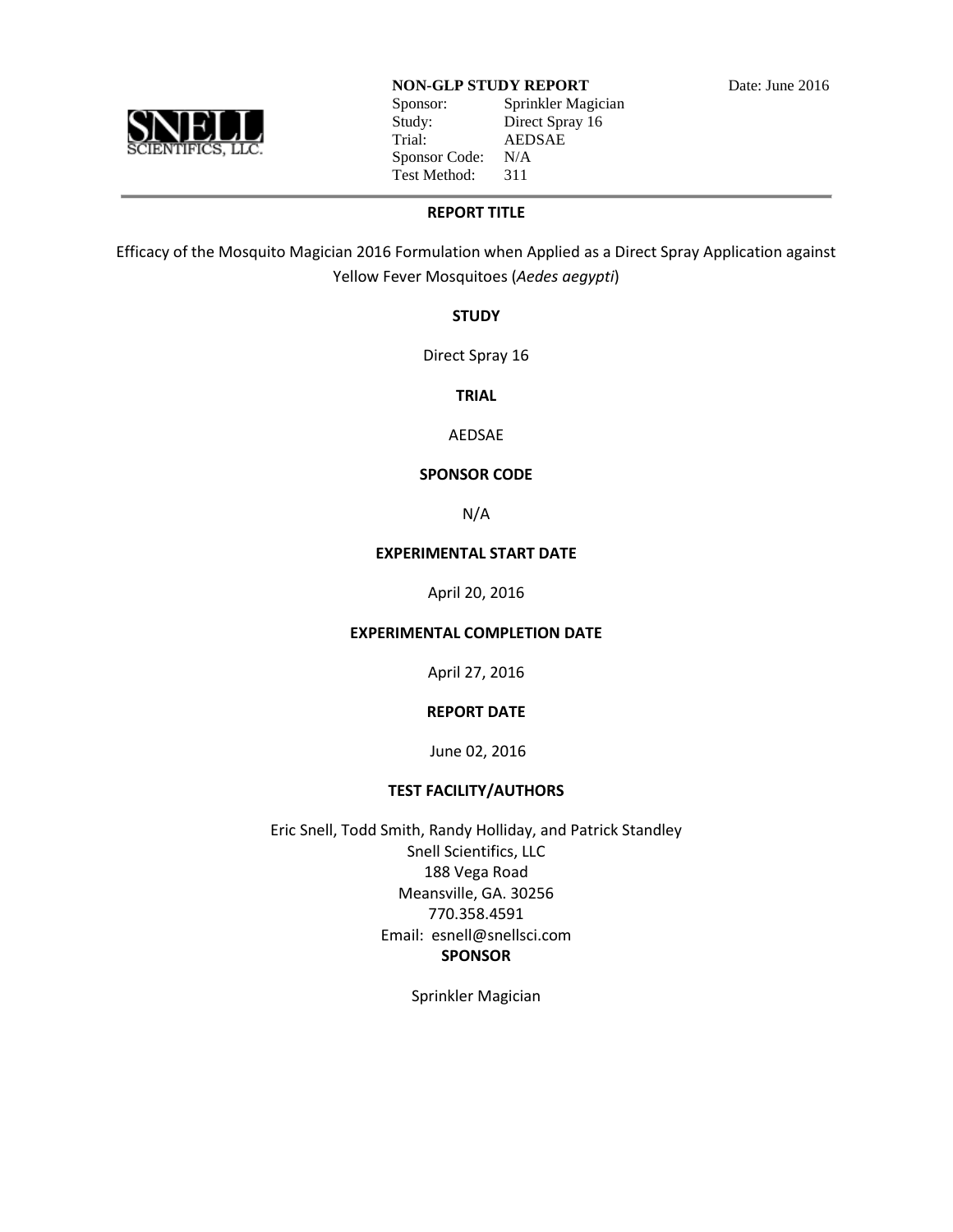**NON-GLP STUDY REPORT** Date: June 2016

Sponsor: Sprinkler Magician
Study: Direct Spray 16
Trial: AEDSAE
Sponsor Code: N/A
Test Method: 311

SNELL SCIENTIFICS, LLC.

---

**REPORT TITLE**

Efficacy of the Mosquito Magician 2016 Formulation when Applied as a Direct Spray Application against Yellow Fever Mosquitoes (*Aedes aegypti*)

**STUDY**

Direct Spray 16

**TRIAL**

AEDSAE

**SPONSOR CODE**

N/A

**EXPERIMENTAL START DATE**

April 20, 2016

**EXPERIMENTAL COMPLETION DATE**

April 27, 2016

**REPORT DATE**

June 02, 2016

**TEST FACILITY/AUTHORS**

Eric Snell, Todd Smith, Randy Holliday, and Patrick Standley
Snell Scientifics, LLC
188 Vega Road
Meansville, GA. 30256
770.358.4591
Email: esnell@snellsci.com

**SPONSOR**

Sprinkler Magician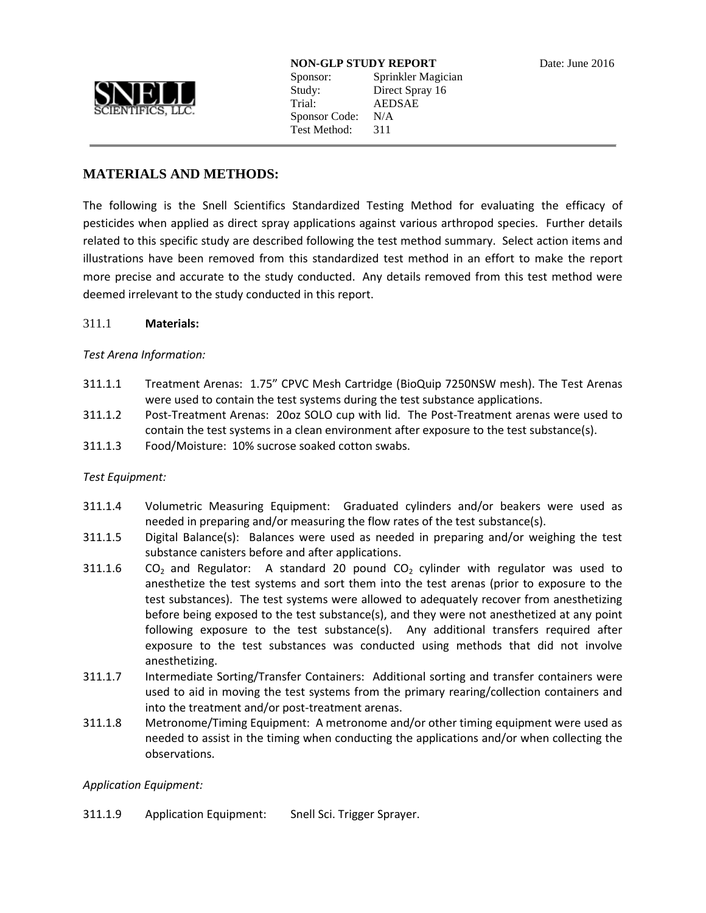## MATERIALS AND METHODS:

The following is the Snell Scientifics Standardized Testing Method for evaluating the efficacy of pesticides when applied as direct spray applications against various arthropod species. Further details related to this specific study are described following the test method summary. Select action items and illustrations have been removed from this standardized test method in an effort to make the report more precise and accurate to the study conducted. Any details removed from this test method were deemed irrelevant to the study conducted in this report.

311.1 **Materials:**

*Test Arena Information:*

311.1.1 Treatment Arenas: 1.75" CPVC Mesh Cartridge (BioQuip 7250NSW mesh). The Test Arenas were used to contain the test systems during the test substance applications.

311.1.2 Post-Treatment Arenas: 20oz SOLO cup with lid. The Post-Treatment arenas were used to contain the test systems in a clean environment after exposure to the test substance(s).

311.1.3 Food/Moisture: 10% sucrose soaked cotton swabs.

*Test Equipment:*

311.1.4 Volumetric Measuring Equipment: Graduated cylinders and/or beakers were used as needed in preparing and/or measuring the flow rates of the test substance(s).

311.1.5 Digital Balance(s): Balances were used as needed in preparing and/or weighing the test substance canisters before and after applications.

311.1.6 $CO_2$ and Regulator: A standard 20 pound $CO_2$ cylinder with regulator was used to anesthetize the test systems and sort them into the test arenas (prior to exposure to the test substances). The test systems were allowed to adequately recover from anesthetizing before being exposed to the test substance(s), and they were not anesthetized at any point following exposure to the test substance(s). Any additional transfers required after exposure to the test substances was conducted using methods that did not involve anesthetizing.

311.1.7 Intermediate Sorting/Transfer Containers: Additional sorting and transfer containers were used to aid in moving the test systems from the primary rearing/collection containers and into the treatment and/or post-treatment arenas.

311.1.8 Metronome/Timing Equipment: A metronome and/or other timing equipment were used as needed to assist in the timing when conducting the applications and/or when collecting the observations.

*Application Equipment:*

311.1.9 Application Equipment: Snell Sci. Trigger Sprayer.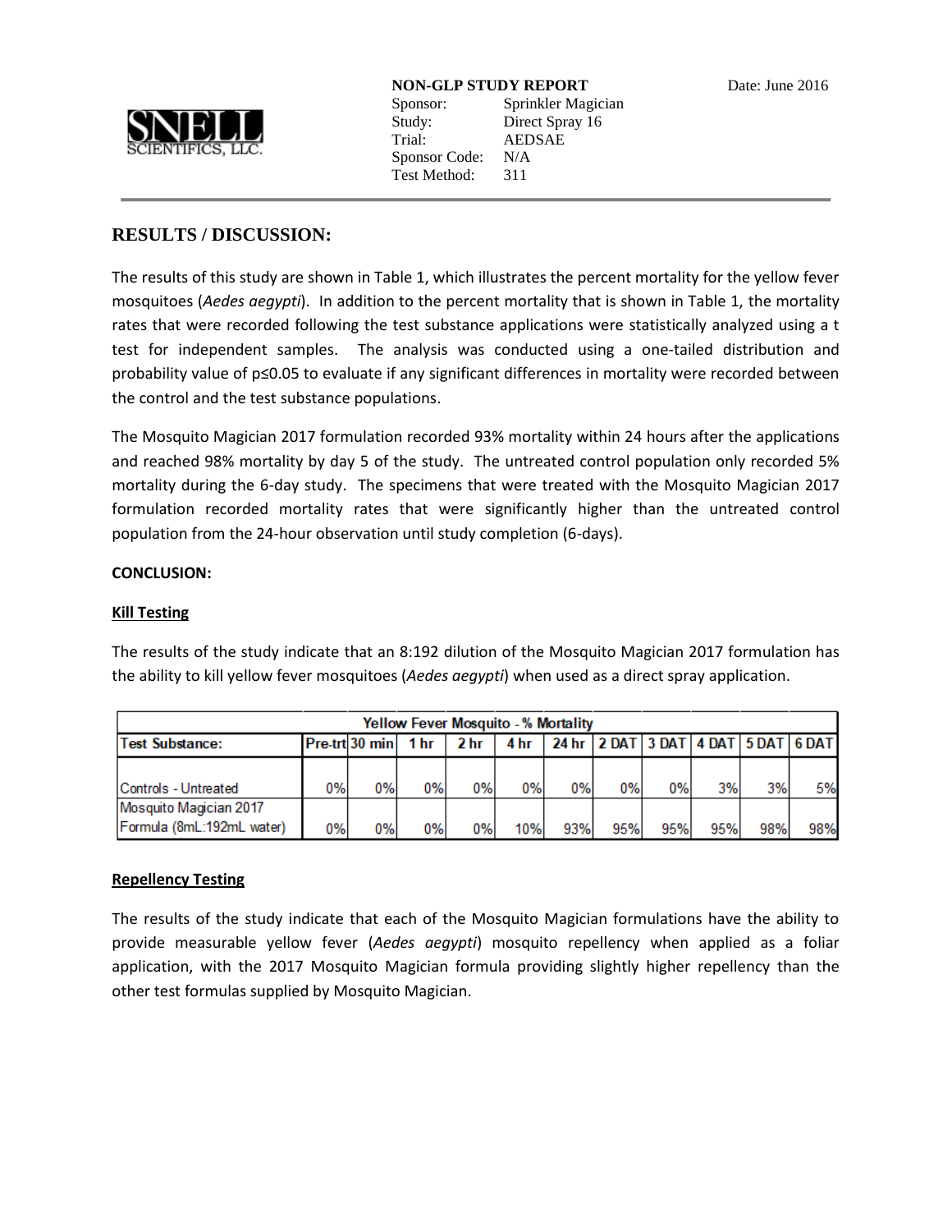## RESULTS / DISCUSSION:

The results of this study are shown in Table 1, which illustrates the percent mortality for the yellow fever mosquitoes (*Aedes aegypti*). In addition to the percent mortality that is shown in Table 1, the mortality rates that were recorded following the test substance applications were statistically analyzed using a t test for independent samples. The analysis was conducted using a one-tailed distribution and probability value of $p \leq 0.05$ to evaluate if any significant differences in mortality were recorded between the control and the test substance populations.

The Mosquito Magician 2017 formulation recorded 93% mortality within 24 hours after the applications and reached 98% mortality by day 5 of the study. The untreated control population only recorded 5% mortality during the 6-day study. The specimens that were treated with the Mosquito Magician 2017 formulation recorded mortality rates that were significantly higher than the untreated control population from the 24-hour observation until study completion (6-days).

**CONCLUSION:**

**Kill Testing**

The results of the study indicate that an 8:192 dilution of the Mosquito Magician 2017 formulation has the ability to kill yellow fever mosquitoes (*Aedes aegypti*) when used as a direct spray application.

| Yellow Fever Mosquito - % Mortality | | | | | | | | | | | |
|---|---|---|---|---|---|---|---|---|---|---|---|
| **Test Substance:** | **Pre-trt** | **30 min** | **1 hr** | **2 hr** | **4 hr** | **24 hr** | **2 DAT** | **3 DAT** | **4 DAT** | **5 DAT** | **6 DAT** |
| Controls - Untreated | 0% | 0% | 0% | 0% | 0% | 0% | 0% | 0% | 3% | 3% | 5% |
| Mosquito Magician 2017 Formula (8mL:192mL water) | 0% | 0% | 0% | 0% | 10% | 93% | 95% | 95% | 95% | 98% | 98% |

**Repellency Testing**

The results of the study indicate that each of the Mosquito Magician formulations have the ability to provide measurable yellow fever (*Aedes aegypti*) mosquito repellency when applied as a foliar application, with the 2017 Mosquito Magician formula providing slightly higher repellency than the other test formulas supplied by Mosquito Magician.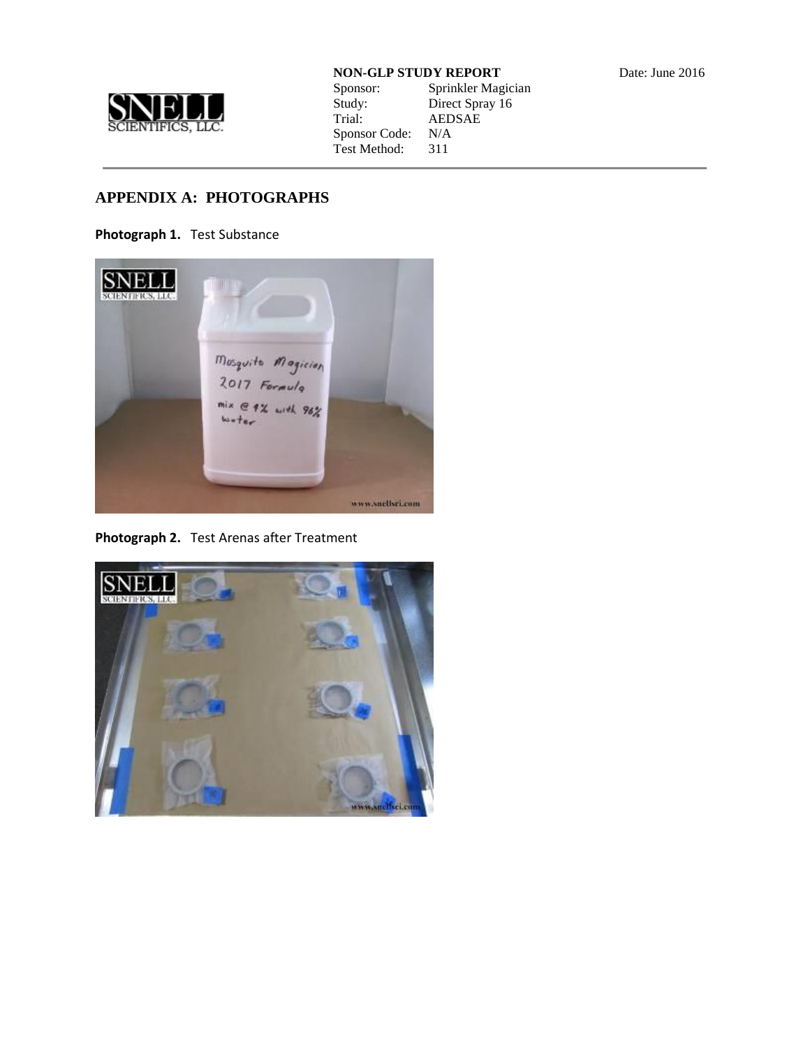## APPENDIX A: PHOTOGRAPHS

**Photograph 1.** Test Substance

**Photograph 2.** Test Arenas after Treatment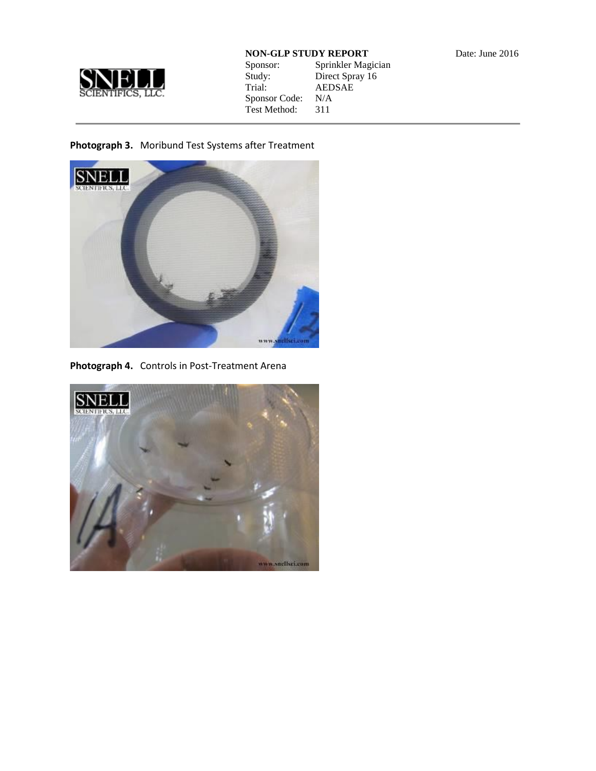**Photograph 3.** Moribund Test Systems after Treatment

**Photograph 4.** Controls in Post-Treatment Arena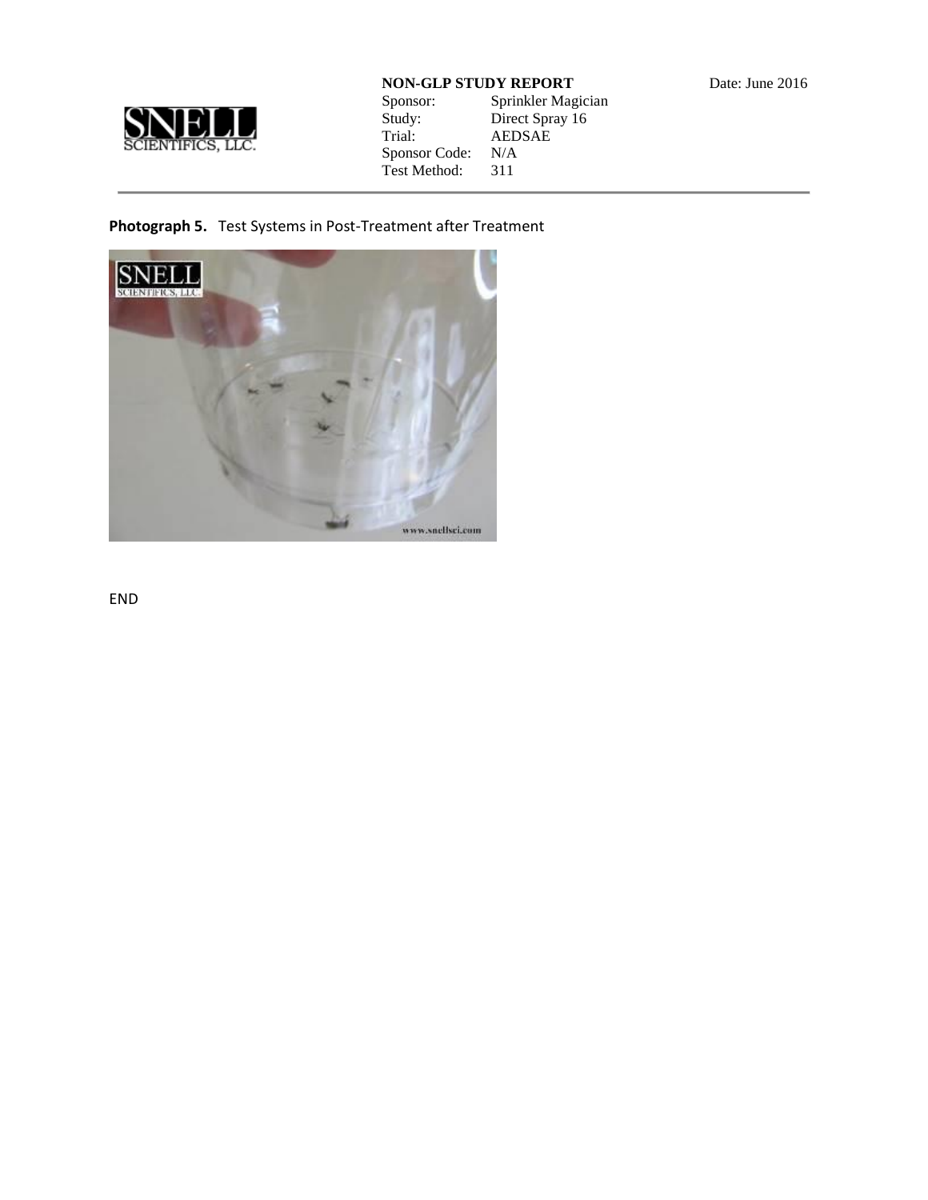**Photograph 5.** Test Systems in Post-Treatment after Treatment

END